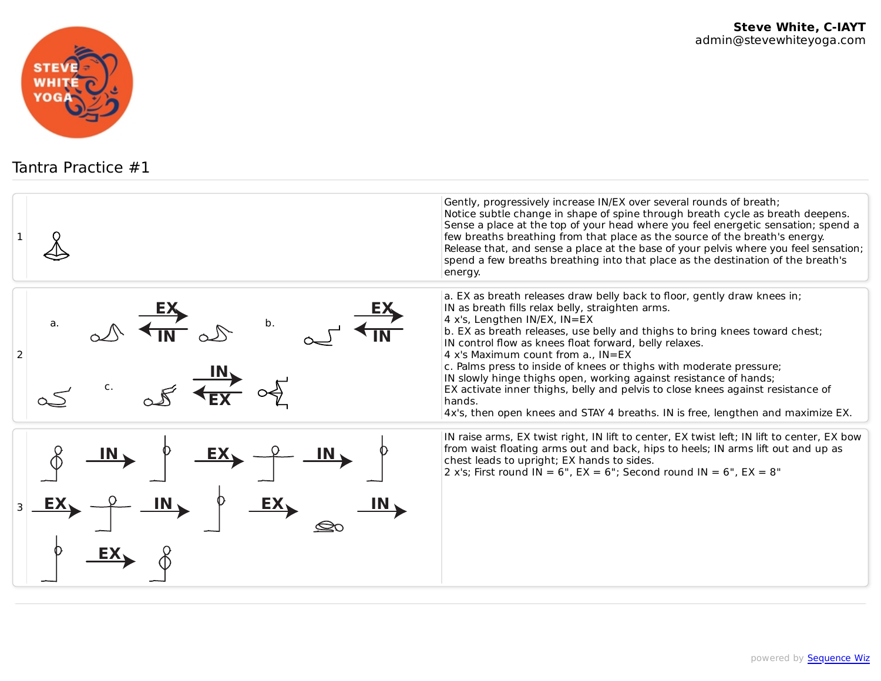**Steve White, C-IAYT**
admin@stevewhiteyoga.com

# Tantra Practice #1

| # | Pose | Instructions |
|---|---|---|
| 1 | | Gently, progressively increase IN/EX over several rounds of breath; Notice subtle change in shape of spine through breath cycle as breath deepens. Sense a place at the top of your head where you feel energetic sensation; spend a few breaths breathing from that place as the source of the breath's energy. Release that, and sense a place at the base of your pelvis where you feel sensation; spend a few breaths breathing into that place as the destination of the breath's energy. |
| 2 | a. EX → ← IN b. EX → ← IN c. IN → ← EX | a. EX as breath releases draw belly back to floor, gently draw knees in; IN as breath fills relax belly, straighten arms. 4 x's, Lengthen IN/EX, IN=EX b. EX as breath releases, use belly and thighs to bring knees toward chest; IN control flow as knees float forward, belly relaxes. 4 x's Maximum count from a., IN=EX c. Palms press to inside of knees or thighs with moderate pressure; IN slowly hinge thighs open, working against resistance of hands; EX activate inner thighs, belly and pelvis to close knees against resistance of hands. 4x's, then open knees and STAY 4 breaths. IN is free, lengthen and maximize EX. |
| 3 | IN → EX → IN → EX → IN → EX → IN → EX → | IN raise arms, EX twist right, IN lift to center, EX twist left; IN lift to center, EX bow from waist floating arms out and back, hips to heels; IN arms lift out and up as chest leads to upright; EX hands to sides. 2 x's; First round IN = 6", EX = 6"; Second round IN = 6", EX = 8" |

powered by Sequence Wiz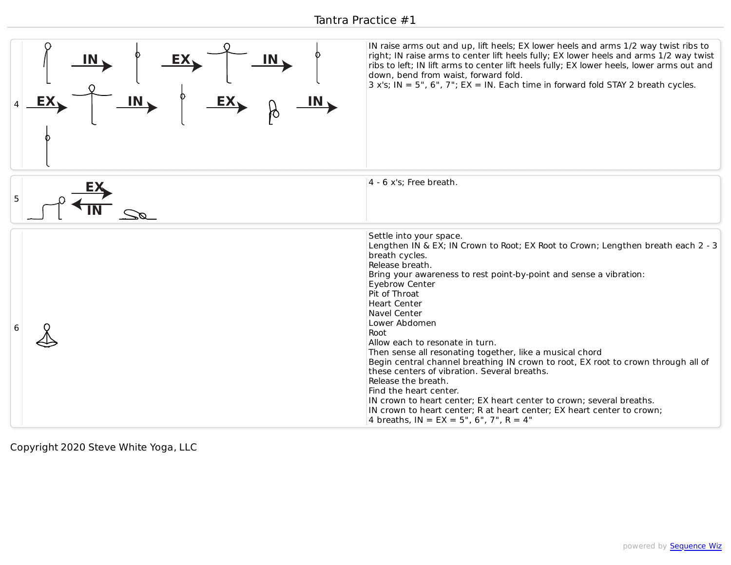# Tantra Practice #1

| | | |
|---|---|---|
| 4 | IN → EX → IN → EX → IN → EX → IN → | IN raise arms out and up, lift heels; EX lower heels and arms 1/2 way twist ribs to right; IN raise arms to center lift heels fully; EX lower heels and arms 1/2 way twist ribs to left; IN lift arms to center lift heels fully; EX lower heels, lower arms out and down, bend from waist, forward fold.<br>3 x's; IN = 5", 6", 7"; EX = IN. Each time in forward fold STAY 2 breath cycles. |
| 5 | EX → / ← IN | 4 - 6 x's; Free breath. |
| 6 | | Settle into your space.<br>Lengthen IN & EX; IN Crown to Root; EX Root to Crown; Lengthen breath each 2 - 3 breath cycles.<br>Release breath.<br>Bring your awareness to rest point-by-point and sense a vibration:<br>Eyebrow Center<br>Pit of Throat<br>Heart Center<br>Navel Center<br>Lower Abdomen<br>Root<br>Allow each to resonate in turn.<br>Then sense all resonating together, like a musical chord<br>Begin central channel breathing IN crown to root, EX root to crown through all of these centers of vibration. Several breaths.<br>Release the breath.<br>Find the heart center.<br>IN crown to heart center; EX heart center to crown; several breaths.<br>IN crown to heart center; R at heart center; EX heart center to crown;<br>4 breaths, IN = EX = 5", 6", 7", R = 4" |

Copyright 2020 Steve White Yoga, LLC

powered by Sequence Wiz